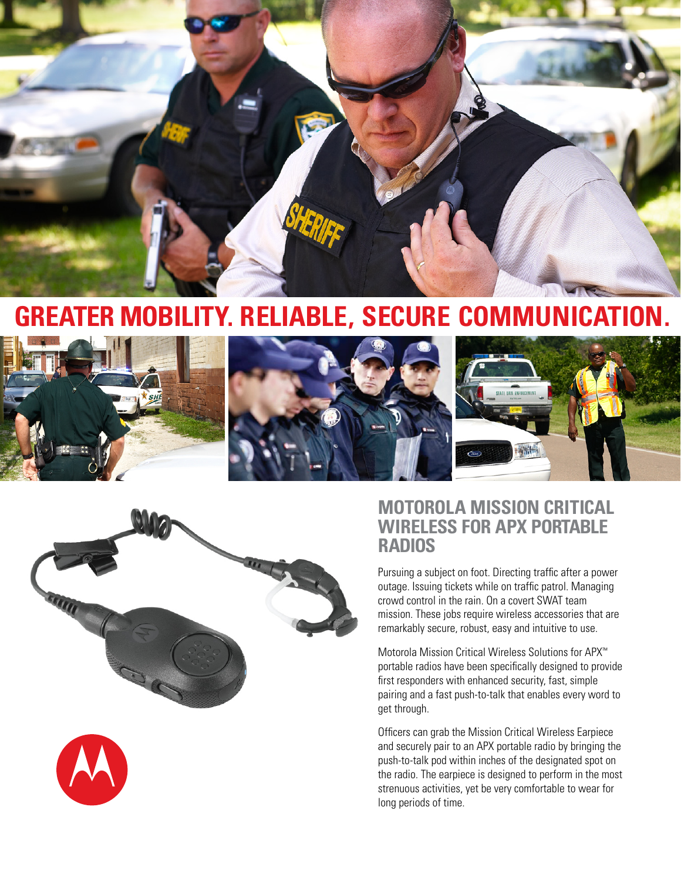# GREATER MOBILITY. RELIABLE, SECURE COMMUNICATION.

## MOTOROLA MISSION CRITICAL WIRELESS FOR APX PORTABLE RADIOS

Pursuing a subject on foot. Directing traffic after a power outage. Issuing tickets while on traffic patrol. Managing crowd control in the rain. On a covert SWAT team mission. These jobs require wireless accessories that are remarkably secure, robust, easy and intuitive to use.

Motorola Mission Critical Wireless Solutions for APX™ portable radios have been specifically designed to provide first responders with enhanced security, fast, simple pairing and a fast push-to-talk that enables every word to get through.

Officers can grab the Mission Critical Wireless Earpiece and securely pair to an APX portable radio by bringing the push-to-talk pod within inches of the designated spot on the radio. The earpiece is designed to perform in the most strenuous activities, yet be very comfortable to wear for long periods of time.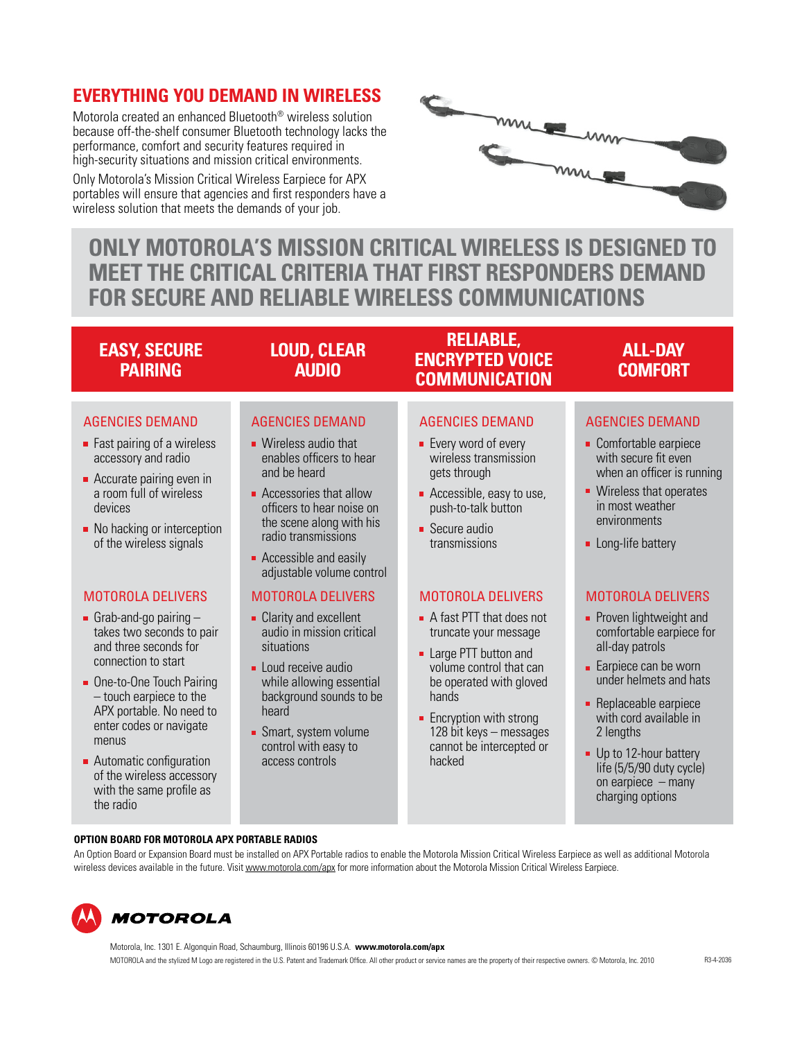## EVERYTHING YOU DEMAND IN WIRELESS

Motorola created an enhanced Bluetooth® wireless solution because off-the-shelf consumer Bluetooth technology lacks the performance, comfort and security features required in high-security situations and mission critical environments.

Only Motorola's Mission Critical Wireless Earpiece for APX portables will ensure that agencies and first responders have a wireless solution that meets the demands of your job.

## ONLY MOTOROLA'S MISSION CRITICAL WIRELESS IS DESIGNED TO MEET THE CRITICAL CRITERIA THAT FIRST RESPONDERS DEMAND FOR SECURE AND RELIABLE WIRELESS COMMUNICATIONS

### EASY, SECURE PAIRING

**AGENCIES DEMAND**

- Fast pairing of a wireless accessory and radio
- Accurate pairing even in a room full of wireless devices
- No hacking or interception of the wireless signals

**MOTOROLA DELIVERS**

- Grab-and-go pairing – takes two seconds to pair and three seconds for connection to start
- One-to-One Touch Pairing – touch earpiece to the APX portable. No need to enter codes or navigate menus
- Automatic configuration of the wireless accessory with the same profile as the radio

### LOUD, CLEAR AUDIO

**AGENCIES DEMAND**

- Wireless audio that enables officers to hear and be heard
- Accessories that allow officers to hear noise on the scene along with his radio transmissions
- Accessible and easily adjustable volume control

**MOTOROLA DELIVERS**

- Clarity and excellent audio in mission critical situations
- Loud receive audio while allowing essential background sounds to be heard
- Smart, system volume control with easy to access controls

### RELIABLE, ENCRYPTED VOICE COMMUNICATION

**AGENCIES DEMAND**

- Every word of every wireless transmission gets through
- Accessible, easy to use, push-to-talk button
- Secure audio transmissions

**MOTOROLA DELIVERS**

- A fast PTT that does not truncate your message
- Large PTT button and volume control that can be operated with gloved hands
- Encryption with strong 128 bit keys – messages cannot be intercepted or hacked

### ALL-DAY COMFORT

**AGENCIES DEMAND**

- Comfortable earpiece with secure fit even when an officer is running
- Wireless that operates in most weather environments
- Long-life battery

**MOTOROLA DELIVERS**

- Proven lightweight and comfortable earpiece for all-day patrols
- Earpiece can be worn under helmets and hats
- Replaceable earpiece with cord available in 2 lengths
- Up to 12-hour battery life (5/5/90 duty cycle) on earpiece – many charging options

**OPTION BOARD FOR MOTOROLA APX PORTABLE RADIOS**

An Option Board or Expansion Board must be installed on APX Portable radios to enable the Motorola Mission Critical Wireless Earpiece as well as additional Motorola wireless devices available in the future. Visit www.motorola.com/apx for more information about the Motorola Mission Critical Wireless Earpiece.

MOTOROLA

Motorola, Inc. 1301 E. Algonquin Road, Schaumburg, Illinois 60196 U.S.A. **www.motorola.com/apx**

MOTOROLA and the stylized M Logo are registered in the U.S. Patent and Trademark Office. All other product or service names are the property of their respective owners. © Motorola, Inc. 2010

R3-4-2036